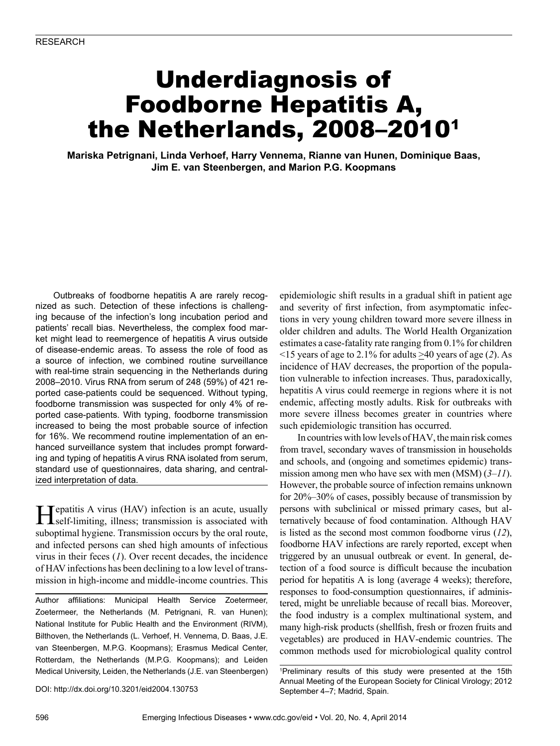# Underdiagnosis of Foodborne Hepatitis A, the Netherlands, 2008–2010[1]

**Mariska Petrignani, Linda Verhoef, Harry Vennema, Rianne van Hunen, Dominique Baas, Jim E. van Steenbergen, and Marion P.G. Koopmans**

Outbreaks of foodborne hepatitis A are rarely recognized as such. Detection of these infections is challenging because of the infection's long incubation period and patients' recall bias. Nevertheless, the complex food market might lead to reemergence of hepatitis A virus outside of disease-endemic areas. To assess the role of food as a source of infection, we combined routine surveillance with real-time strain sequencing in the Netherlands during 2008–2010. Virus RNA from serum of 248 (59%) of 421 reported case-patients could be sequenced. Without typing, foodborne transmission was suspected for only 4% of reported case-patients. With typing, foodborne transmission increased to being the most probable source of infection for 16%. We recommend routine implementation of an enhanced surveillance system that includes prompt forwarding and typing of hepatitis A virus RNA isolated from serum, standard use of questionnaires, data sharing, and centralized interpretation of data.

Hepatitis A virus (HAV) infection is an acute, usually self-limiting, illness; transmission is associated with suboptimal hygiene. Transmission occurs by the oral route, and infected persons can shed high amounts of infectious virus in their feces (*1*). Over recent decades, the incidence of HAV infections has been declining to a low level of transmission in high-income and middle-income countries. This epidemiologic shift results in a gradual shift in patient age and severity of first infection, from asymptomatic infections in very young children toward more severe illness in older children and adults. The World Health Organization estimates a case-fatality rate ranging from 0.1% for children <15 years of age to 2.1% for adults ≥40 years of age (*2*). As incidence of HAV decreases, the proportion of the population vulnerable to infection increases. Thus, paradoxically, hepatitis A virus could reemerge in regions where it is not endemic, affecting mostly adults. Risk for outbreaks with more severe illness becomes greater in countries where such epidemiologic transition has occurred.

In countries with low levels of HAV, the main risk comes from travel, secondary waves of transmission in households and schools, and (ongoing and sometimes epidemic) transmission among men who have sex with men (MSM) (*3–11*). However, the probable source of infection remains unknown for 20%–30% of cases, possibly because of transmission by persons with subclinical or missed primary cases, but alternatively because of food contamination. Although HAV is listed as the second most common foodborne virus (*12*), foodborne HAV infections are rarely reported, except when triggered by an unusual outbreak or event. In general, detection of a food source is difficult because the incubation period for hepatitis A is long (average 4 weeks); therefore, responses to food-consumption questionnaires, if administered, might be unreliable because of recall bias. Moreover, the food industry is a complex multinational system, and many high-risk products (shellfish, fresh or frozen fruits and vegetables) are produced in HAV-endemic countries. The common methods used for microbiological quality control

Author affiliations: Municipal Health Service Zoetermeer, Zoetermeer, the Netherlands (M. Petrignani, R. van Hunen); National Institute for Public Health and the Environment (RIVM), Bilthoven, the Netherlands (L. Verhoef, H. Vennema, D. Baas, J.E. van Steenbergen, M.P.G. Koopmans); Erasmus Medical Center, Rotterdam, the Netherlands (M.P.G. Koopmans); and Leiden Medical University, Leiden, the Netherlands (J.E. van Steenbergen)

DOI: http://dx.doi.org/10.3201/eid2004.130753

[1]Preliminary results of this study were presented at the 15th Annual Meeting of the European Society for Clinical Virology; 2012 September 4–7; Madrid, Spain.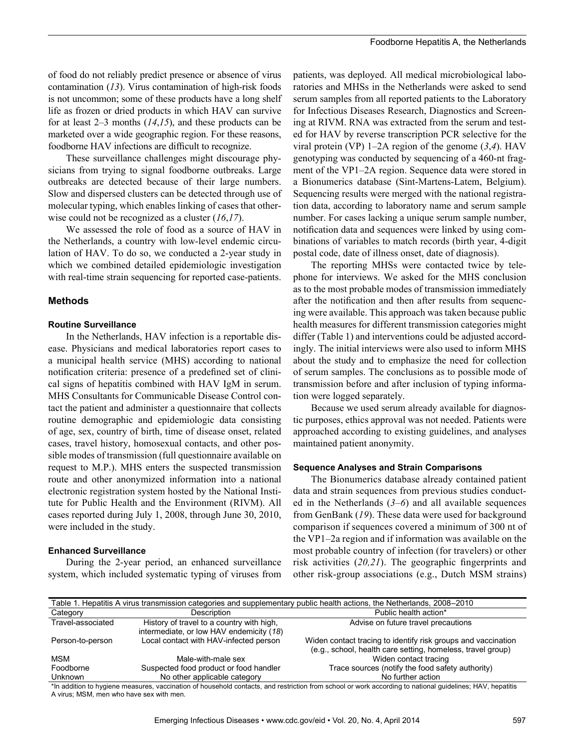of food do not reliably predict presence or absence of virus contamination (*13*). Virus contamination of high-risk foods is not uncommon; some of these products have a long shelf life as frozen or dried products in which HAV can survive for at least 2–3 months (*14*,*15*), and these products can be marketed over a wide geographic region. For these reasons, foodborne HAV infections are difficult to recognize.

These surveillance challenges might discourage physicians from trying to signal foodborne outbreaks. Large outbreaks are detected because of their large numbers. Slow and dispersed clusters can be detected through use of molecular typing, which enables linking of cases that otherwise could not be recognized as a cluster (*16*,*17*).

We assessed the role of food as a source of HAV in the Netherlands, a country with low-level endemic circulation of HAV. To do so, we conducted a 2-year study in which we combined detailed epidemiologic investigation with real-time strain sequencing for reported case-patients.

## Methods

### Routine Surveillance

In the Netherlands, HAV infection is a reportable disease. Physicians and medical laboratories report cases to a municipal health service (MHS) according to national notification criteria: presence of a predefined set of clinical signs of hepatitis combined with HAV IgM in serum. MHS Consultants for Communicable Disease Control contact the patient and administer a questionnaire that collects routine demographic and epidemiologic data consisting of age, sex, country of birth, time of disease onset, related cases, travel history, homosexual contacts, and other possible modes of transmission (full questionnaire available on request to M.P.). MHS enters the suspected transmission route and other anonymized information into a national electronic registration system hosted by the National Institute for Public Health and the Environment (RIVM). All cases reported during July 1, 2008, through June 30, 2010, were included in the study.

### Enhanced Surveillance

During the 2-year period, an enhanced surveillance system, which included systematic typing of viruses from patients, was deployed. All medical microbiological laboratories and MHSs in the Netherlands were asked to send serum samples from all reported patients to the Laboratory for Infectious Diseases Research, Diagnostics and Screening at RIVM. RNA was extracted from the serum and tested for HAV by reverse transcription PCR selective for the viral protein (VP) 1–2A region of the genome (*3*,*4*). HAV genotyping was conducted by sequencing of a 460-nt fragment of the VP1–2A region. Sequence data were stored in a Bionumerics database (Sint-Martens-Latem, Belgium). Sequencing results were merged with the national registration data, according to laboratory name and serum sample number. For cases lacking a unique serum sample number, notification data and sequences were linked by using combinations of variables to match records (birth year, 4-digit postal code, date of illness onset, date of diagnosis).

The reporting MHSs were contacted twice by telephone for interviews. We asked for the MHS conclusion as to the most probable modes of transmission immediately after the notification and then after results from sequencing were available. This approach was taken because public health measures for different transmission categories might differ (Table 1) and interventions could be adjusted accordingly. The initial interviews were also used to inform MHS about the study and to emphasize the need for collection of serum samples. The conclusions as to possible mode of transmission before and after inclusion of typing information were logged separately.

Because we used serum already available for diagnostic purposes, ethics approval was not needed. Patients were approached according to existing guidelines, and analyses maintained patient anonymity.

### Sequence Analyses and Strain Comparisons

The Bionumerics database already contained patient data and strain sequences from previous studies conducted in the Netherlands (*3*–*6*) and all available sequences from GenBank (*19*). These data were used for background comparison if sequences covered a minimum of 300 nt of the VP1–2a region and if information was available on the most probable country of infection (for travelers) or other risk activities (*20*,*21*). The geographic fingerprints and other risk-group associations (e.g., Dutch MSM strains)

Table 1. Hepatitis A virus transmission categories and supplementary public health actions, the Netherlands, 2008–2010

| Category | Description | Public health action* |
|---|---|---|
| Travel-associated | History of travel to a country with high, intermediate, or low HAV endemicity (*18*) | Advise on future travel precautions |
| Person-to-person | Local contact with HAV-infected person | Widen contact tracing to identify risk groups and vaccination (e.g., school, health care setting, homeless, travel group) |
| MSM | Male-with-male sex | Widen contact tracing |
| Foodborne | Suspected food product or food handler | Trace sources (notify the food safety authority) |
| Unknown | No other applicable category | No further action |

*In addition to hygiene measures, vaccination of household contacts, and restriction from school or work according to national guidelines; HAV, hepatitis A virus; MSM, men who have sex with men.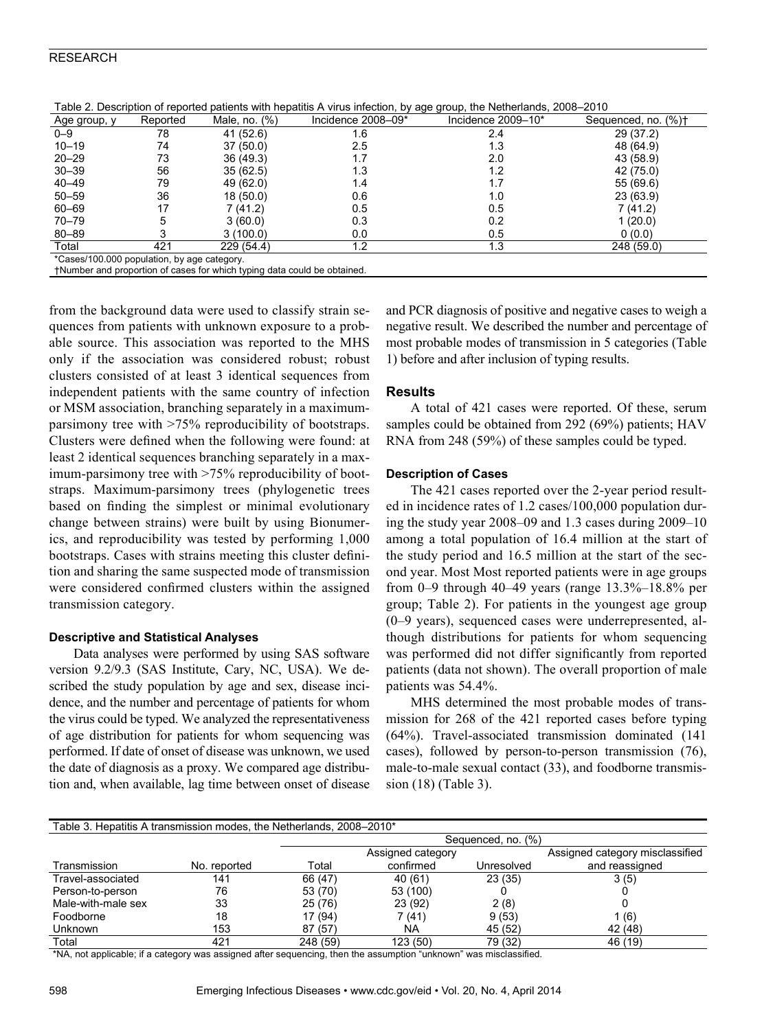Table 2. Description of reported patients with hepatitis A virus infection, by age group, the Netherlands, 2008–2010

| Age group, y | Reported | Male, no. (%) | Incidence 2008–09* | Incidence 2009–10* | Sequenced, no. (%)† |
|---|---|---|---|---|---|
| 0–9 | 78 | 41 (52.6) | 1.6 | 2.4 | 29 (37.2) |
| 10–19 | 74 | 37 (50.0) | 2.5 | 1.3 | 48 (64.9) |
| 20–29 | 73 | 36 (49.3) | 1.7 | 2.0 | 43 (58.9) |
| 30–39 | 56 | 35 (62.5) | 1.3 | 1.2 | 42 (75.0) |
| 40–49 | 79 | 49 (62.0) | 1.4 | 1.7 | 55 (69.6) |
| 50–59 | 36 | 18 (50.0) | 0.6 | 1.0 | 23 (63.9) |
| 60–69 | 17 | 7 (41.2) | 0.5 | 0.5 | 7 (41.2) |
| 70–79 | 5 | 3 (60.0) | 0.3 | 0.2 | 1 (20.0) |
| 80–89 | 3 | 3 (100.0) | 0.0 | 0.5 | 0 (0.0) |
| Total | 421 | 229 (54.4) | 1.2 | 1.3 | 248 (59.0) |

*Cases/100.000 population, by age category.
†Number and proportion of cases for which typing data could be obtained.

from the background data were used to classify strain sequences from patients with unknown exposure to a probable source. This association was reported to the MHS only if the association was considered robust; robust clusters consisted of at least 3 identical sequences from independent patients with the same country of infection or MSM association, branching separately in a maximum-parsimony tree with >75% reproducibility of bootstraps. Clusters were defined when the following were found: at least 2 identical sequences branching separately in a maximum-parsimony tree with >75% reproducibility of bootstraps. Maximum-parsimony trees (phylogenetic trees based on finding the simplest or minimal evolutionary change between strains) were built by using Bionumerics, and reproducibility was tested by performing 1,000 bootstraps. Cases with strains meeting this cluster definition and sharing the same suspected mode of transmission were considered confirmed clusters within the assigned transmission category.

### Descriptive and Statistical Analyses

Data analyses were performed by using SAS software version 9.2/9.3 (SAS Institute, Cary, NC, USA). We described the study population by age and sex, disease incidence, and the number and percentage of patients for whom the virus could be typed. We analyzed the representativeness of age distribution for patients for whom sequencing was performed. If date of onset of disease was unknown, we used the date of diagnosis as a proxy. We compared age distribution and, when available, lag time between onset of disease and PCR diagnosis of positive and negative cases to weigh a negative result. We described the number and percentage of most probable modes of transmission in 5 categories (Table 1) before and after inclusion of typing results.

## Results

A total of 421 cases were reported. Of these, serum samples could be obtained from 292 (69%) patients; HAV RNA from 248 (59%) of these samples could be typed.

### Description of Cases

The 421 cases reported over the 2-year period resulted in incidence rates of 1.2 cases/100,000 population during the study year 2008–09 and 1.3 cases during 2009–10 among a total population of 16.4 million at the start of the study period and 16.5 million at the start of the second year. Most Most reported patients were in age groups from 0–9 through 40–49 years (range 13.3%–18.8% per group; Table 2). For patients in the youngest age group (0–9 years), sequenced cases were underrepresented, although distributions for patients for whom sequencing was performed did not differ significantly from reported patients (data not shown). The overall proportion of male patients was 54.4%.

MHS determined the most probable modes of transmission for 268 of the 421 reported cases before typing (64%). Travel-associated transmission dominated (141 cases), followed by person-to-person transmission (76), male-to-male sexual contact (33), and foodborne transmission (18) (Table 3).

Table 3. Hepatitis A transmission modes, the Netherlands, 2008–2010*

| Transmission | No. reported | Sequenced, no. (%) | | | |
|---|---|---|---|---|---|
| | | Total | Assigned category confirmed | Unresolved | Assigned category misclassified and reassigned |
| Travel-associated | 141 | 66 (47) | 40 (61) | 23 (35) | 3 (5) |
| Person-to-person | 76 | 53 (70) | 53 (100) | 0 | 0 |
| Male-with-male sex | 33 | 25 (76) | 23 (92) | 2 (8) | 0 |
| Foodborne | 18 | 17 (94) | 7 (41) | 9 (53) | 1 (6) |
| Unknown | 153 | 87 (57) | NA | 45 (52) | 42 (48) |
| Total | 421 | 248 (59) | 123 (50) | 79 (32) | 46 (19) |

*NA, not applicable; if a category was assigned after sequencing, then the assumption "unknown" was misclassified.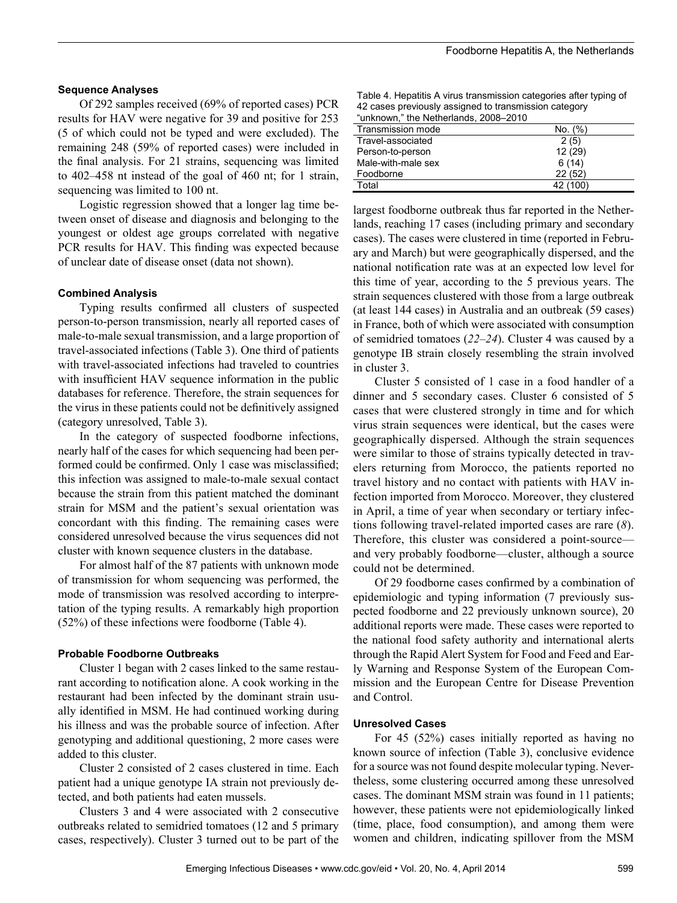### Sequence Analyses

Of 292 samples received (69% of reported cases) PCR results for HAV were negative for 39 and positive for 253 (5 of which could not be typed and were excluded). The remaining 248 (59% of reported cases) were included in the final analysis. For 21 strains, sequencing was limited to 402–458 nt instead of the goal of 460 nt; for 1 strain, sequencing was limited to 100 nt.

Logistic regression showed that a longer lag time between onset of disease and diagnosis and belonging to the youngest or oldest age groups correlated with negative PCR results for HAV. This finding was expected because of unclear date of disease onset (data not shown).

### Combined Analysis

Typing results confirmed all clusters of suspected person-to-person transmission, nearly all reported cases of male-to-male sexual transmission, and a large proportion of travel-associated infections (Table 3). One third of patients with travel-associated infections had traveled to countries with insufficient HAV sequence information in the public databases for reference. Therefore, the strain sequences for the virus in these patients could not be definitively assigned (category unresolved, Table 3).

In the category of suspected foodborne infections, nearly half of the cases for which sequencing had been performed could be confirmed. Only 1 case was misclassified; this infection was assigned to male-to-male sexual contact because the strain from this patient matched the dominant strain for MSM and the patient's sexual orientation was concordant with this finding. The remaining cases were considered unresolved because the virus sequences did not cluster with known sequence clusters in the database.

For almost half of the 87 patients with unknown mode of transmission for whom sequencing was performed, the mode of transmission was resolved according to interpretation of the typing results. A remarkably high proportion (52%) of these infections were foodborne (Table 4).

Table 4. Hepatitis A virus transmission categories after typing of 42 cases previously assigned to transmission category "unknown," the Netherlands, 2008–2010

| Transmission mode | No. (%) |
|---|---|
| Travel-associated | 2 (5) |
| Person-to-person | 12 (29) |
| Male-with-male sex | 6 (14) |
| Foodborne | 22 (52) |
| Total | 42 (100) |

### Probable Foodborne Outbreaks

Cluster 1 began with 2 cases linked to the same restaurant according to notification alone. A cook working in the restaurant had been infected by the dominant strain usually identified in MSM. He had continued working during his illness and was the probable source of infection. After genotyping and additional questioning, 2 more cases were added to this cluster.

Cluster 2 consisted of 2 cases clustered in time. Each patient had a unique genotype IA strain not previously detected, and both patients had eaten mussels.

Clusters 3 and 4 were associated with 2 consecutive outbreaks related to semidried tomatoes (12 and 5 primary cases, respectively). Cluster 3 turned out to be part of the largest foodborne outbreak thus far reported in the Netherlands, reaching 17 cases (including primary and secondary cases). The cases were clustered in time (reported in February and March) but were geographically dispersed, and the national notification rate was at an expected low level for this time of year, according to the 5 previous years. The strain sequences clustered with those from a large outbreak (at least 144 cases) in Australia and an outbreak (59 cases) in France, both of which were associated with consumption of semidried tomatoes (*22–24*). Cluster 4 was caused by a genotype IB strain closely resembling the strain involved in cluster 3.

Cluster 5 consisted of 1 case in a food handler of a dinner and 5 secondary cases. Cluster 6 consisted of 5 cases that were clustered strongly in time and for which virus strain sequences were identical, but the cases were geographically dispersed. Although the strain sequences were similar to those of strains typically detected in travelers returning from Morocco, the patients reported no travel history and no contact with patients with HAV infection imported from Morocco. Moreover, they clustered in April, a time of year when secondary or tertiary infections following travel-related imported cases are rare (*8*). Therefore, this cluster was considered a point-source—and very probably foodborne—cluster, although a source could not be determined.

Of 29 foodborne cases confirmed by a combination of epidemiologic and typing information (7 previously suspected foodborne and 22 previously unknown source), 20 additional reports were made. These cases were reported to the national food safety authority and international alerts through the Rapid Alert System for Food and Feed and Early Warning and Response System of the European Commission and the European Centre for Disease Prevention and Control.

### Unresolved Cases

For 45 (52%) cases initially reported as having no known source of infection (Table 3), conclusive evidence for a source was not found despite molecular typing. Nevertheless, some clustering occurred among these unresolved cases. The dominant MSM strain was found in 11 patients; however, these patients were not epidemiologically linked (time, place, food consumption), and among them were women and children, indicating spillover from the MSM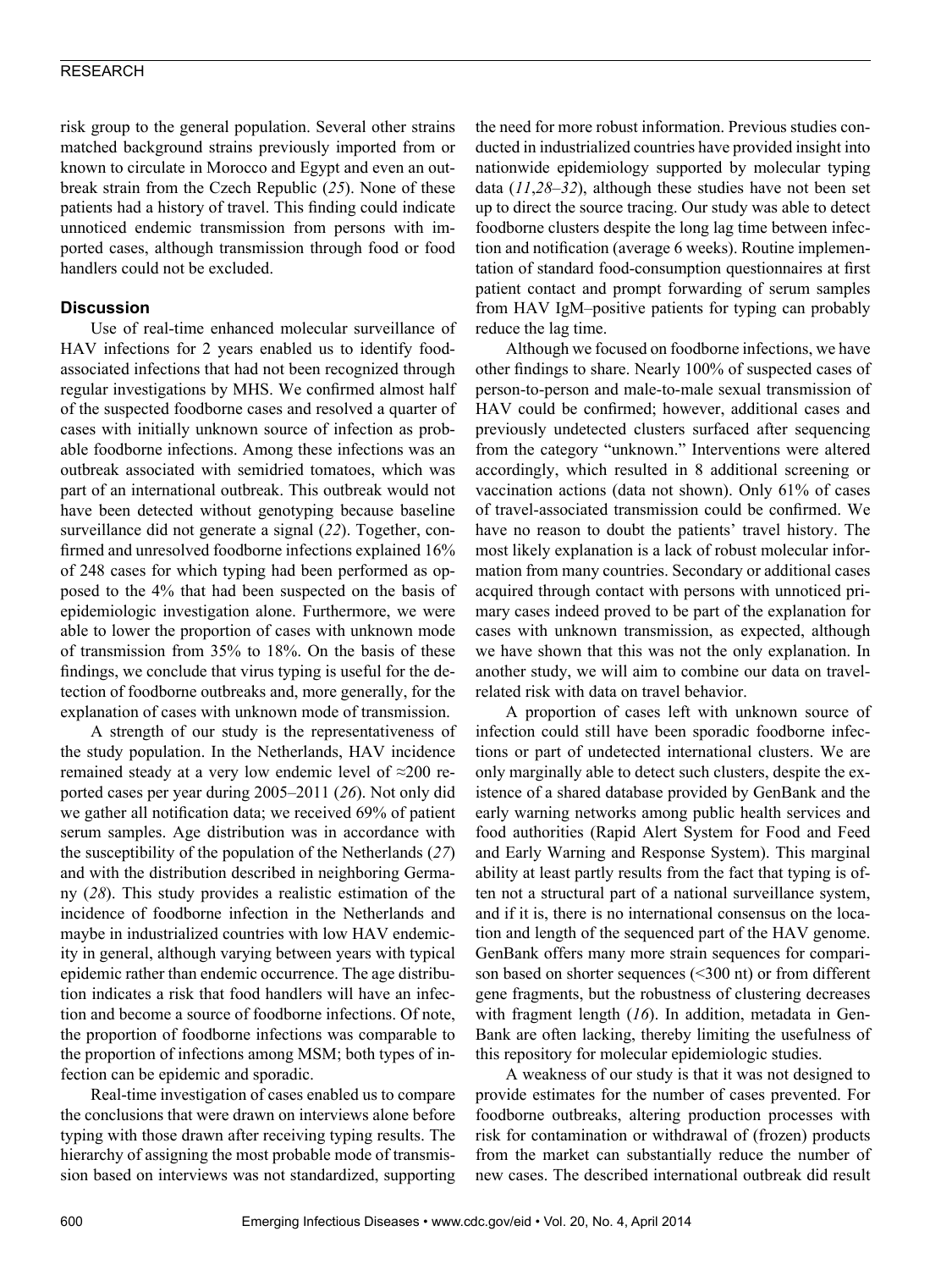risk group to the general population. Several other strains matched background strains previously imported from or known to circulate in Morocco and Egypt and even an outbreak strain from the Czech Republic (*25*). None of these patients had a history of travel. This finding could indicate unnoticed endemic transmission from persons with imported cases, although transmission through food or food handlers could not be excluded.

## Discussion

Use of real-time enhanced molecular surveillance of HAV infections for 2 years enabled us to identify food-associated infections that had not been recognized through regular investigations by MHS. We confirmed almost half of the suspected foodborne cases and resolved a quarter of cases with initially unknown source of infection as probable foodborne infections. Among these infections was an outbreak associated with semidried tomatoes, which was part of an international outbreak. This outbreak would not have been detected without genotyping because baseline surveillance did not generate a signal (*22*). Together, confirmed and unresolved foodborne infections explained 16% of 248 cases for which typing had been performed as opposed to the 4% that had been suspected on the basis of epidemiologic investigation alone. Furthermore, we were able to lower the proportion of cases with unknown mode of transmission from 35% to 18%. On the basis of these findings, we conclude that virus typing is useful for the detection of foodborne outbreaks and, more generally, for the explanation of cases with unknown mode of transmission.

A strength of our study is the representativeness of the study population. In the Netherlands, HAV incidence remained steady at a very low endemic level of ≈200 reported cases per year during 2005–2011 (*26*). Not only did we gather all notification data; we received 69% of patient serum samples. Age distribution was in accordance with the susceptibility of the population of the Netherlands (*27*) and with the distribution described in neighboring Germany (*28*). This study provides a realistic estimation of the incidence of foodborne infection in the Netherlands and maybe in industrialized countries with low HAV endemicity in general, although varying between years with typical epidemic rather than endemic occurrence. The age distribution indicates a risk that food handlers will have an infection and become a source of foodborne infections. Of note, the proportion of foodborne infections was comparable to the proportion of infections among MSM; both types of infection can be epidemic and sporadic.

Real-time investigation of cases enabled us to compare the conclusions that were drawn on interviews alone before typing with those drawn after receiving typing results. The hierarchy of assigning the most probable mode of transmission based on interviews was not standardized, supporting the need for more robust information. Previous studies conducted in industrialized countries have provided insight into nationwide epidemiology supported by molecular typing data (*11*,*28*–*32*), although these studies have not been set up to direct the source tracing. Our study was able to detect foodborne clusters despite the long lag time between infection and notification (average 6 weeks). Routine implementation of standard food-consumption questionnaires at first patient contact and prompt forwarding of serum samples from HAV IgM–positive patients for typing can probably reduce the lag time.

Although we focused on foodborne infections, we have other findings to share. Nearly 100% of suspected cases of person-to-person and male-to-male sexual transmission of HAV could be confirmed; however, additional cases and previously undetected clusters surfaced after sequencing from the category "unknown." Interventions were altered accordingly, which resulted in 8 additional screening or vaccination actions (data not shown). Only 61% of cases of travel-associated transmission could be confirmed. We have no reason to doubt the patients' travel history. The most likely explanation is a lack of robust molecular information from many countries. Secondary or additional cases acquired through contact with persons with unnoticed primary cases indeed proved to be part of the explanation for cases with unknown transmission, as expected, although we have shown that this was not the only explanation. In another study, we will aim to combine our data on travel-related risk with data on travel behavior.

A proportion of cases left with unknown source of infection could still have been sporadic foodborne infections or part of undetected international clusters. We are only marginally able to detect such clusters, despite the existence of a shared database provided by GenBank and the early warning networks among public health services and food authorities (Rapid Alert System for Food and Feed and Early Warning and Response System). This marginal ability at least partly results from the fact that typing is often not a structural part of a national surveillance system, and if it is, there is no international consensus on the location and length of the sequenced part of the HAV genome. GenBank offers many more strain sequences for comparison based on shorter sequences (<300 nt) or from different gene fragments, but the robustness of clustering decreases with fragment length (*16*). In addition, metadata in GenBank are often lacking, thereby limiting the usefulness of this repository for molecular epidemiologic studies.

A weakness of our study is that it was not designed to provide estimates for the number of cases prevented. For foodborne outbreaks, altering production processes with risk for contamination or withdrawal of (frozen) products from the market can substantially reduce the number of new cases. The described international outbreak did result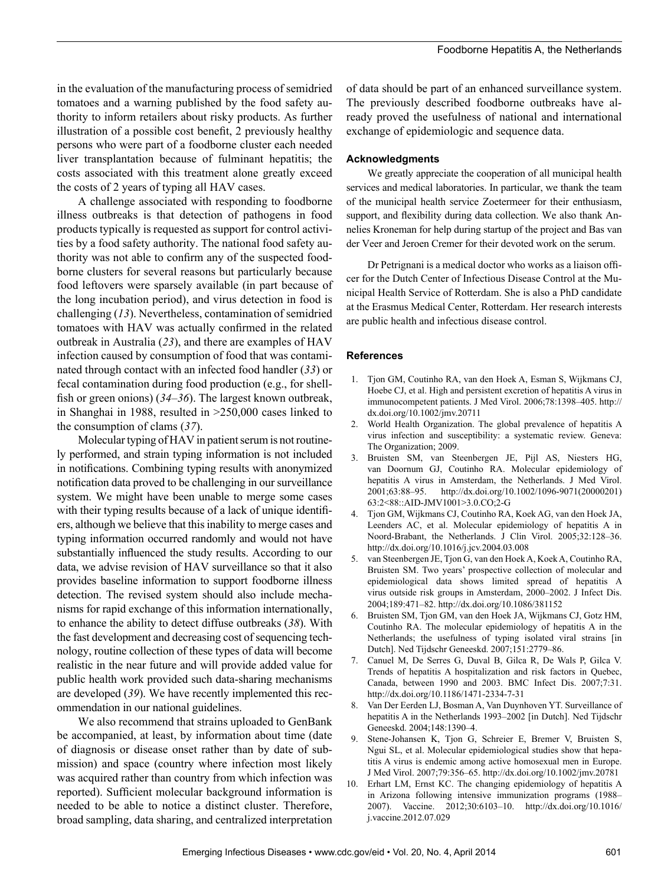in the evaluation of the manufacturing process of semidried tomatoes and a warning published by the food safety authority to inform retailers about risky products. As further illustration of a possible cost benefit, 2 previously healthy persons who were part of a foodborne cluster each needed liver transplantation because of fulminant hepatitis; the costs associated with this treatment alone greatly exceed the costs of 2 years of typing all HAV cases.

A challenge associated with responding to foodborne illness outbreaks is that detection of pathogens in food products typically is requested as support for control activities by a food safety authority. The national food safety authority was not able to confirm any of the suspected foodborne clusters for several reasons but particularly because food leftovers were sparsely available (in part because of the long incubation period), and virus detection in food is challenging (*13*). Nevertheless, contamination of semidried tomatoes with HAV was actually confirmed in the related outbreak in Australia (*23*), and there are examples of HAV infection caused by consumption of food that was contaminated through contact with an infected food handler (*33*) or fecal contamination during food production (e.g., for shellfish or green onions) (*34–36*). The largest known outbreak, in Shanghai in 1988, resulted in >250,000 cases linked to the consumption of clams (*37*).

Molecular typing of HAV in patient serum is not routinely performed, and strain typing information is not included in notifications. Combining typing results with anonymized notification data proved to be challenging in our surveillance system. We might have been unable to merge some cases with their typing results because of a lack of unique identifiers, although we believe that this inability to merge cases and typing information occurred randomly and would not have substantially influenced the study results. According to our data, we advise revision of HAV surveillance so that it also provides baseline information to support foodborne illness detection. The revised system should also include mechanisms for rapid exchange of this information internationally, to enhance the ability to detect diffuse outbreaks (*38*). With the fast development and decreasing cost of sequencing technology, routine collection of these types of data will become realistic in the near future and will provide added value for public health work provided such data-sharing mechanisms are developed (*39*). We have recently implemented this recommendation in our national guidelines.

We also recommend that strains uploaded to GenBank be accompanied, at least, by information about time (date of diagnosis or disease onset rather than by date of submission) and space (country where infection most likely was acquired rather than country from which infection was reported). Sufficient molecular background information is needed to be able to notice a distinct cluster. Therefore, broad sampling, data sharing, and centralized interpretation of data should be part of an enhanced surveillance system. The previously described foodborne outbreaks have already proved the usefulness of national and international exchange of epidemiologic and sequence data.

#### Acknowledgments

We greatly appreciate the cooperation of all municipal health services and medical laboratories. In particular, we thank the team of the municipal health service Zoetermeer for their enthusiasm, support, and flexibility during data collection. We also thank Annelies Kroneman for help during startup of the project and Bas van der Veer and Jeroen Cremer for their devoted work on the serum.

Dr Petrignani is a medical doctor who works as a liaison officer for the Dutch Center of Infectious Disease Control at the Municipal Health Service of Rotterdam. She is also a PhD candidate at the Erasmus Medical Center, Rotterdam. Her research interests are public health and infectious disease control.

#### References

1. Tjon GM, Coutinho RA, van den Hoek A, Esman S, Wijkmans CJ, Hoebe CJ, et al. High and persistent excretion of hepatitis A virus in immunocompetent patients. J Med Virol. 2006;78:1398–405. http://dx.doi.org/10.1002/jmv.20711
2. World Health Organization. The global prevalence of hepatitis A virus infection and susceptibility: a systematic review. Geneva: The Organization; 2009.
3. Bruisten SM, van Steenbergen JE, Pijl AS, Niesters HG, van Doornum GJ, Coutinho RA. Molecular epidemiology of hepatitis A virus in Amsterdam, the Netherlands. J Med Virol. 2001;63:88–95. http://dx.doi.org/10.1002/1096-9071(20000201)63:2<88::AID-JMV1001>3.0.CO;2-G
4. Tjon GM, Wijkmans CJ, Coutinho RA, Koek AG, van den Hoek JA, Leenders AC, et al. Molecular epidemiology of hepatitis A in Noord-Brabant, the Netherlands. J Clin Virol. 2005;32:128–36. http://dx.doi.org/10.1016/j.jcv.2004.03.008
5. van Steenbergen JE, Tjon G, van den Hoek A, Koek A, Coutinho RA, Bruisten SM. Two years' prospective collection of molecular and epidemiological data shows limited spread of hepatitis A virus outside risk groups in Amsterdam, 2000–2002. J Infect Dis. 2004;189:471–82. http://dx.doi.org/10.1086/381152
6. Bruisten SM, Tjon GM, van den Hoek JA, Wijkmans CJ, Gotz HM, Coutinho RA. The molecular epidemiology of hepatitis A in the Netherlands; the usefulness of typing isolated viral strains [in Dutch]. Ned Tijdschr Geneeskd. 2007;151:2779–86.
7. Canuel M, De Serres G, Duval B, Gilca R, De Wals P, Gilca V. Trends of hepatitis A hospitalization and risk factors in Quebec, Canada, between 1990 and 2003. BMC Infect Dis. 2007;7:31. http://dx.doi.org/10.1186/1471-2334-7-31
8. Van Der Eerden LJ, Bosman A, Van Duynhoven YT. Surveillance of hepatitis A in the Netherlands 1993–2002 [in Dutch]. Ned Tijdschr Geneeskd. 2004;148:1390–4.
9. Stene-Johansen K, Tjon G, Schreier E, Bremer V, Bruisten S, Ngui SL, et al. Molecular epidemiological studies show that hepatitis A virus is endemic among active homosexual men in Europe. J Med Virol. 2007;79:356–65. http://dx.doi.org/10.1002/jmv.20781
10. Erhart LM, Ernst KC. The changing epidemiology of hepatitis A in Arizona following intensive immunization programs (1988–2007). Vaccine. 2012;30:6103–10. http://dx.doi.org/10.1016/j.vaccine.2012.07.029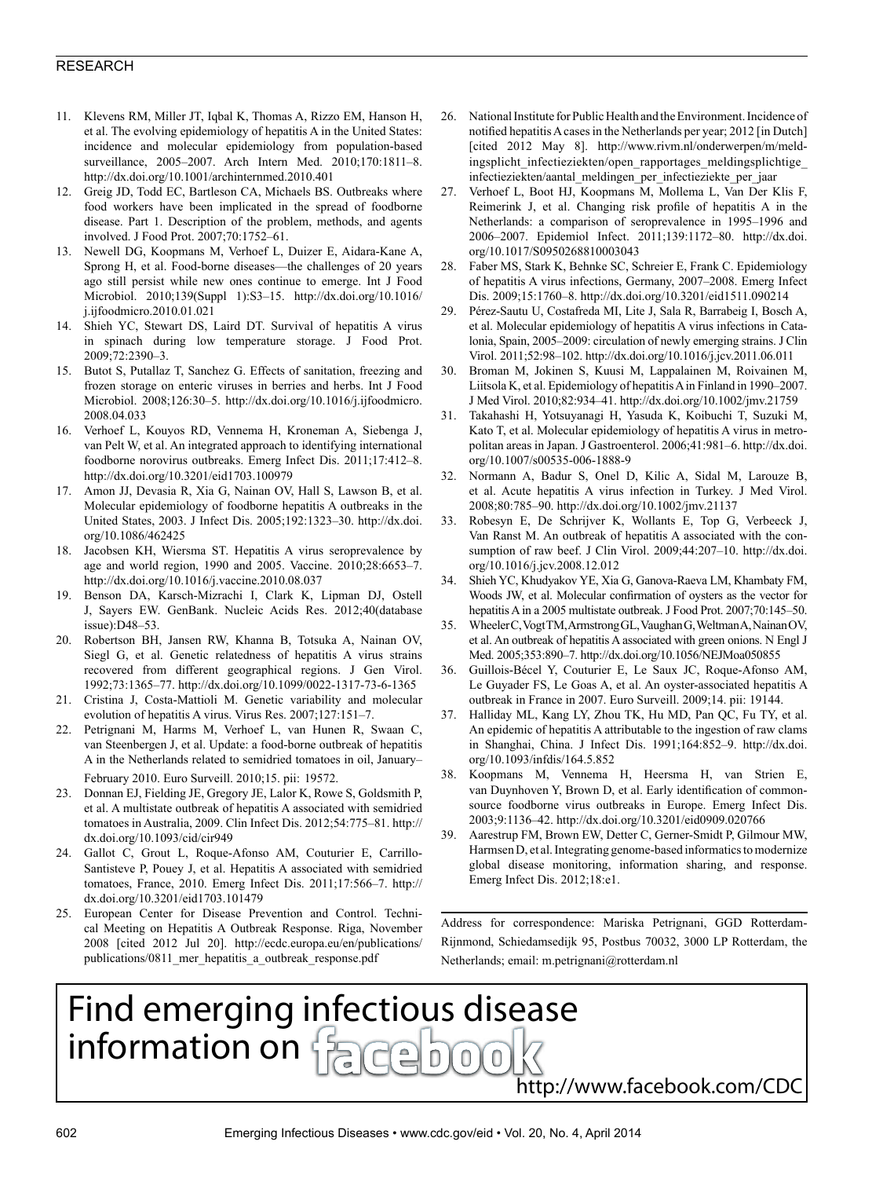11. Klevens RM, Miller JT, Iqbal K, Thomas A, Rizzo EM, Hanson H, et al. The evolving epidemiology of hepatitis A in the United States: incidence and molecular epidemiology from population-based surveillance, 2005–2007. Arch Intern Med. 2010;170:1811–8. http://dx.doi.org/10.1001/archinternmed.2010.401
12. Greig JD, Todd EC, Bartleson CA, Michaels BS. Outbreaks where food workers have been implicated in the spread of foodborne disease. Part 1. Description of the problem, methods, and agents involved. J Food Prot. 2007;70:1752–61.
13. Newell DG, Koopmans M, Verhoef L, Duizer E, Aidara-Kane A, Sprong H, et al. Food-borne diseases—the challenges of 20 years ago still persist while new ones continue to emerge. Int J Food Microbiol. 2010;139(Suppl 1):S3–15. http://dx.doi.org/10.1016/j.ijfoodmicro.2010.01.021
14. Shieh YC, Stewart DS, Laird DT. Survival of hepatitis A virus in spinach during low temperature storage. J Food Prot. 2009;72:2390–3.
15. Butot S, Putallaz T, Sanchez G. Effects of sanitation, freezing and frozen storage on enteric viruses in berries and herbs. Int J Food Microbiol. 2008;126:30–5. http://dx.doi.org/10.1016/j.ijfoodmicro.2008.04.033
16. Verhoef L, Kouyos RD, Vennema H, Kroneman A, Siebenga J, van Pelt W, et al. An integrated approach to identifying international foodborne norovirus outbreaks. Emerg Infect Dis. 2011;17:412–8. http://dx.doi.org/10.3201/eid1703.100979
17. Amon JJ, Devasia R, Xia G, Nainan OV, Hall S, Lawson B, et al. Molecular epidemiology of foodborne hepatitis A outbreaks in the United States, 2003. J Infect Dis. 2005;192:1323–30. http://dx.doi.org/10.1086/462425
18. Jacobsen KH, Wiersma ST. Hepatitis A virus seroprevalence by age and world region, 1990 and 2005. Vaccine. 2010;28:6653–7. http://dx.doi.org/10.1016/j.vaccine.2010.08.037
19. Benson DA, Karsch-Mizrachi I, Clark K, Lipman DJ, Ostell J, Sayers EW. GenBank. Nucleic Acids Res. 2012;40(database issue):D48–53.
20. Robertson BH, Jansen RW, Khanna B, Totsuka A, Nainan OV, Siegl G, et al. Genetic relatedness of hepatitis A virus strains recovered from different geographical regions. J Gen Virol. 1992;73:1365–77. http://dx.doi.org/10.1099/0022-1317-73-6-1365
21. Cristina J, Costa-Mattioli M. Genetic variability and molecular evolution of hepatitis A virus. Virus Res. 2007;127:151–7.
22. Petrignani M, Harms M, Verhoef L, van Hunen R, Swaan C, van Steenbergen J, et al. Update: a food-borne outbreak of hepatitis A in the Netherlands related to semidried tomatoes in oil, January–February 2010. Euro Surveill. 2010;15. pii: 19572.
23. Donnan EJ, Fielding JE, Gregory JE, Lalor K, Rowe S, Goldsmith P, et al. A multistate outbreak of hepatitis A associated with semidried tomatoes in Australia, 2009. Clin Infect Dis. 2012;54:775–81. http://dx.doi.org/10.1093/cid/cir949
24. Gallot C, Grout L, Roque-Afonso AM, Couturier E, Carrillo-Santisteve P, Pouey J, et al. Hepatitis A associated with semidried tomatoes, France, 2010. Emerg Infect Dis. 2011;17:566–7. http://dx.doi.org/10.3201/eid1703.101479
25. European Center for Disease Prevention and Control. Technical Meeting on Hepatitis A Outbreak Response. Riga, November 2008 [cited 2012 Jul 20]. http://ecdc.europa.eu/en/publications/publications/0811_mer_hepatitis_a_outbreak_response.pdf
26. National Institute for Public Health and the Environment. Incidence of notified hepatitis A cases in the Netherlands per year; 2012 [in Dutch] [cited 2012 May 8]. http://www.rivm.nl/onderwerpen/m/meldingsplicht_infectieziekten/open_rapportages_meldingsplichtige_infectieziekten/aantal_meldingen_per_infectieziekte_per_jaar
27. Verhoef L, Boot HJ, Koopmans M, Mollema L, Van Der Klis F, Reimerink J, et al. Changing risk profile of hepatitis A in the Netherlands: a comparison of seroprevalence in 1995–1996 and 2006–2007. Epidemiol Infect. 2011;139:1172–80. http://dx.doi.org/10.1017/S0950268810003043
28. Faber MS, Stark K, Behnke SC, Schreier E, Frank C. Epidemiology of hepatitis A virus infections, Germany, 2007–2008. Emerg Infect Dis. 2009;15:1760–8. http://dx.doi.org/10.3201/eid1511.090214
29. Pérez-Sautu U, Costafreda MI, Lite J, Sala R, Barrabeig I, Bosch A, et al. Molecular epidemiology of hepatitis A virus infections in Catalonia, Spain, 2005–2009: circulation of newly emerging strains. J Clin Virol. 2011;52:98–102. http://dx.doi.org/10.1016/j.jcv.2011.06.011
30. Broman M, Jokinen S, Kuusi M, Lappalainen M, Roivainen M, Liitsola K, et al. Epidemiology of hepatitis A in Finland in 1990–2007. J Med Virol. 2010;82:934–41. http://dx.doi.org/10.1002/jmv.21759
31. Takahashi H, Yotsuyanagi H, Yasuda K, Koibuchi T, Suzuki M, Kato T, et al. Molecular epidemiology of hepatitis A virus in metropolitan areas in Japan. J Gastroenterol. 2006;41:981–6. http://dx.doi.org/10.1007/s00535-006-1888-9
32. Normann A, Badur S, Onel D, Kilic A, Sidal M, Larouze B, et al. Acute hepatitis A virus infection in Turkey. J Med Virol. 2008;80:785–90. http://dx.doi.org/10.1002/jmv.21137
33. Robesyn E, De Schrijver K, Wollants E, Top G, Verbeeck J, Van Ranst M. An outbreak of hepatitis A associated with the consumption of raw beef. J Clin Virol. 2009;44:207–10. http://dx.doi.org/10.1016/j.jcv.2008.12.012
34. Shieh YC, Khudyakov YE, Xia G, Ganova-Raeva LM, Khambaty FM, Woods JW, et al. Molecular confirmation of oysters as the vector for hepatitis A in a 2005 multistate outbreak. J Food Prot. 2007;70:145–50.
35. Wheeler C, Vogt TM, Armstrong GL, Vaughan G, Weltman A, Nainan OV, et al. An outbreak of hepatitis A associated with green onions. N Engl J Med. 2005;353:890–7. http://dx.doi.org/10.1056/NEJMoa050855
36. Guillois-Bécel Y, Couturier E, Le Saux JC, Roque-Afonso AM, Le Guyader FS, Le Goas A, et al. An oyster-associated hepatitis A outbreak in France in 2007. Euro Surveill. 2009;14. pii: 19144.
37. Halliday ML, Kang LY, Zhou TK, Hu MD, Pan QC, Fu TY, et al. An epidemic of hepatitis A attributable to the ingestion of raw clams in Shanghai, China. J Infect Dis. 1991;164:852–9. http://dx.doi.org/10.1093/infdis/164.5.852
38. Koopmans M, Vennema H, Heersma H, van Strien E, van Duynhoven Y, Brown D, et al. Early identification of common-source foodborne virus outbreaks in Europe. Emerg Infect Dis. 2003;9:1136–42. http://dx.doi.org/10.3201/eid0909.020766
39. Aarestrup FM, Brown EW, Detter C, Gerner-Smidt P, Gilmour MW, Harmsen D, et al. Integrating genome-based informatics to modernize global disease monitoring, information sharing, and response. Emerg Infect Dis. 2012;18:e1.

Address for correspondence: Mariska Petrignani, GGD Rotterdam-Rijnmond, Schiedamsedijk 95, Postbus 70032, 3000 LP Rotterdam, the Netherlands; email: m.petrignani@rotterdam.nl

Find emerging infectious disease information on facebook

http://www.facebook.com/CDC